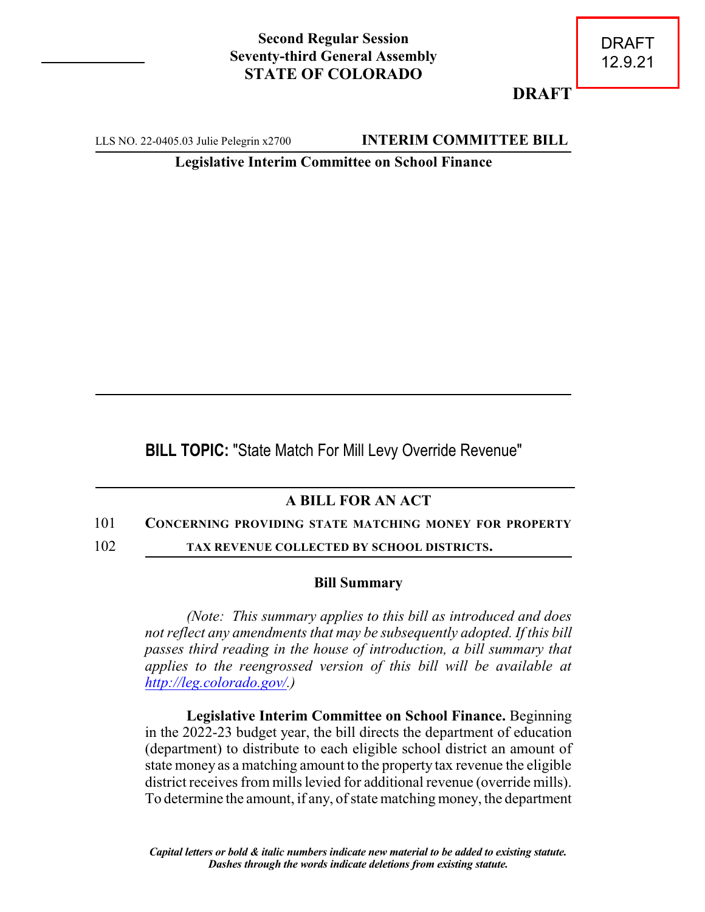DRAFT
12.9.21

**Second Regular Session**
**Seventy-third General Assembly**
**STATE OF COLORADO**

**DRAFT**

LLS NO. 22-0405.03 Julie Pelegrin x2700 **INTERIM COMMITTEE BILL**

**Legislative Interim Committee on School Finance**

**BILL TOPIC:** "State Match For Mill Levy Override Revenue"

## A BILL FOR AN ACT

101 **CONCERNING PROVIDING STATE MATCHING MONEY FOR PROPERTY**
102 **TAX REVENUE COLLECTED BY SCHOOL DISTRICTS.**

### Bill Summary

*(Note: This summary applies to this bill as introduced and does not reflect any amendments that may be subsequently adopted. If this bill passes third reading in the house of introduction, a bill summary that applies to the reengrossed version of this bill will be available at http://leg.colorado.gov/.)*

**Legislative Interim Committee on School Finance.** Beginning in the 2022-23 budget year, the bill directs the department of education (department) to distribute to each eligible school district an amount of state money as a matching amount to the property tax revenue the eligible district receives from mills levied for additional revenue (override mills). To determine the amount, if any, of state matching money, the department

*Capital letters or bold & italic numbers indicate new material to be added to existing statute.*
*Dashes through the words indicate deletions from existing statute.*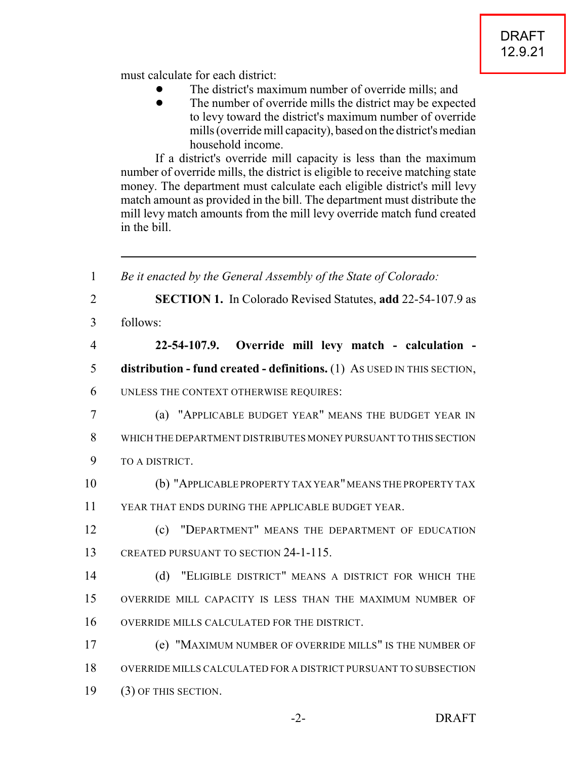must calculate for each district:

- The district's maximum number of override mills; and
- The number of override mills the district may be expected to levy toward the district's maximum number of override mills (override mill capacity), based on the district's median household income.

If a district's override mill capacity is less than the maximum number of override mills, the district is eligible to receive matching state money. The department must calculate each eligible district's mill levy match amount as provided in the bill. The department must distribute the mill levy match amounts from the mill levy override match fund created in the bill.

---

1 *Be it enacted by the General Assembly of the State of Colorado:*

2 **SECTION 1.** In Colorado Revised Statutes, **add** 22-54-107.9 as

3 follows:

4 **22-54-107.9. Override mill levy match - calculation -**

5 **distribution - fund created - definitions.** (1) AS USED IN THIS SECTION,

6 UNLESS THE CONTEXT OTHERWISE REQUIRES:

7 (a) "APPLICABLE BUDGET YEAR" MEANS THE BUDGET YEAR IN

8 WHICH THE DEPARTMENT DISTRIBUTES MONEY PURSUANT TO THIS SECTION

9 TO A DISTRICT.

10 (b) "APPLICABLE PROPERTY TAX YEAR" MEANS THE PROPERTY TAX

11 YEAR THAT ENDS DURING THE APPLICABLE BUDGET YEAR.

12 (c) "DEPARTMENT" MEANS THE DEPARTMENT OF EDUCATION

13 CREATED PURSUANT TO SECTION 24-1-115.

14 (d) "ELIGIBLE DISTRICT" MEANS A DISTRICT FOR WHICH THE

15 OVERRIDE MILL CAPACITY IS LESS THAN THE MAXIMUM NUMBER OF

16 OVERRIDE MILLS CALCULATED FOR THE DISTRICT.

17 (e) "MAXIMUM NUMBER OF OVERRIDE MILLS" IS THE NUMBER OF

18 OVERRIDE MILLS CALCULATED FOR A DISTRICT PURSUANT TO SUBSECTION

19 (3) OF THIS SECTION.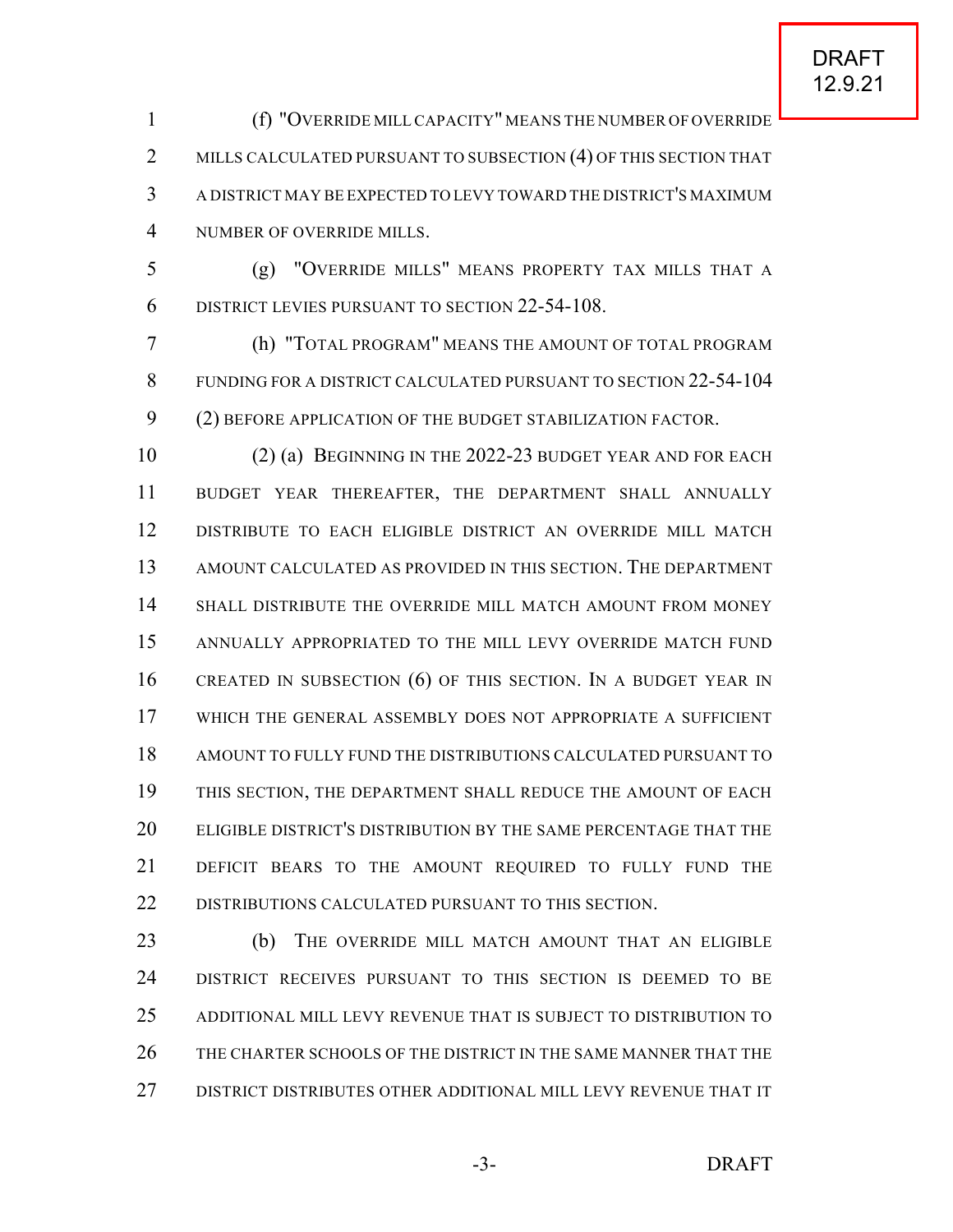(f) "OVERRIDE MILL CAPACITY" MEANS THE NUMBER OF OVERRIDE MILLS CALCULATED PURSUANT TO SUBSECTION (4) OF THIS SECTION THAT A DISTRICT MAY BE EXPECTED TO LEVY TOWARD THE DISTRICT'S MAXIMUM NUMBER OF OVERRIDE MILLS.

(g) "OVERRIDE MILLS" MEANS PROPERTY TAX MILLS THAT A DISTRICT LEVIES PURSUANT TO SECTION 22-54-108.

(h) "TOTAL PROGRAM" MEANS THE AMOUNT OF TOTAL PROGRAM FUNDING FOR A DISTRICT CALCULATED PURSUANT TO SECTION 22-54-104 (2) BEFORE APPLICATION OF THE BUDGET STABILIZATION FACTOR.

(2) (a) BEGINNING IN THE 2022-23 BUDGET YEAR AND FOR EACH BUDGET YEAR THEREAFTER, THE DEPARTMENT SHALL ANNUALLY DISTRIBUTE TO EACH ELIGIBLE DISTRICT AN OVERRIDE MILL MATCH AMOUNT CALCULATED AS PROVIDED IN THIS SECTION. THE DEPARTMENT SHALL DISTRIBUTE THE OVERRIDE MILL MATCH AMOUNT FROM MONEY ANNUALLY APPROPRIATED TO THE MILL LEVY OVERRIDE MATCH FUND CREATED IN SUBSECTION (6) OF THIS SECTION. IN A BUDGET YEAR IN WHICH THE GENERAL ASSEMBLY DOES NOT APPROPRIATE A SUFFICIENT AMOUNT TO FULLY FUND THE DISTRIBUTIONS CALCULATED PURSUANT TO THIS SECTION, THE DEPARTMENT SHALL REDUCE THE AMOUNT OF EACH ELIGIBLE DISTRICT'S DISTRIBUTION BY THE SAME PERCENTAGE THAT THE DEFICIT BEARS TO THE AMOUNT REQUIRED TO FULLY FUND THE DISTRIBUTIONS CALCULATED PURSUANT TO THIS SECTION.

(b) THE OVERRIDE MILL MATCH AMOUNT THAT AN ELIGIBLE DISTRICT RECEIVES PURSUANT TO THIS SECTION IS DEEMED TO BE ADDITIONAL MILL LEVY REVENUE THAT IS SUBJECT TO DISTRIBUTION TO THE CHARTER SCHOOLS OF THE DISTRICT IN THE SAME MANNER THAT THE DISTRICT DISTRIBUTES OTHER ADDITIONAL MILL LEVY REVENUE THAT IT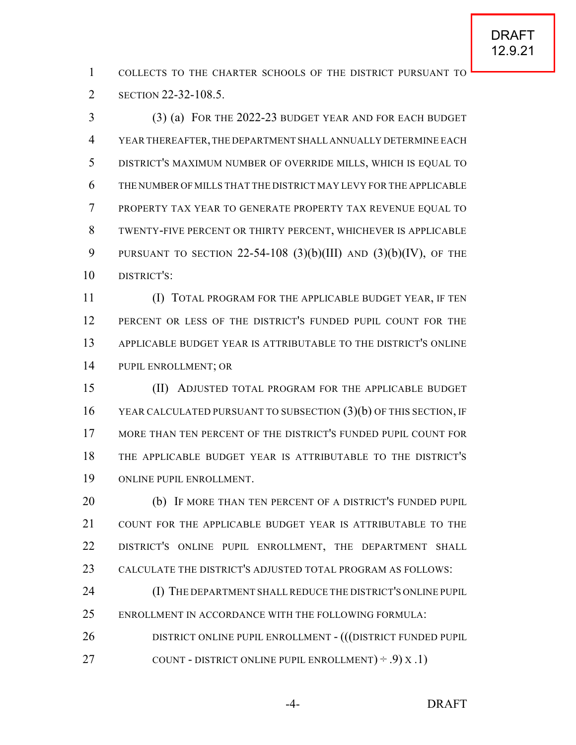COLLECTS TO THE CHARTER SCHOOLS OF THE DISTRICT PURSUANT TO SECTION 22-32-108.5.

(3) (a) FOR THE 2022-23 BUDGET YEAR AND FOR EACH BUDGET YEAR THEREAFTER, THE DEPARTMENT SHALL ANNUALLY DETERMINE EACH DISTRICT'S MAXIMUM NUMBER OF OVERRIDE MILLS, WHICH IS EQUAL TO THE NUMBER OF MILLS THAT THE DISTRICT MAY LEVY FOR THE APPLICABLE PROPERTY TAX YEAR TO GENERATE PROPERTY TAX REVENUE EQUAL TO TWENTY-FIVE PERCENT OR THIRTY PERCENT, WHICHEVER IS APPLICABLE PURSUANT TO SECTION 22-54-108 (3)(b)(III) AND (3)(b)(IV), OF THE DISTRICT'S:

(I) TOTAL PROGRAM FOR THE APPLICABLE BUDGET YEAR, IF TEN PERCENT OR LESS OF THE DISTRICT'S FUNDED PUPIL COUNT FOR THE APPLICABLE BUDGET YEAR IS ATTRIBUTABLE TO THE DISTRICT'S ONLINE PUPIL ENROLLMENT; OR

(II) ADJUSTED TOTAL PROGRAM FOR THE APPLICABLE BUDGET YEAR CALCULATED PURSUANT TO SUBSECTION (3)(b) OF THIS SECTION, IF MORE THAN TEN PERCENT OF THE DISTRICT'S FUNDED PUPIL COUNT FOR THE APPLICABLE BUDGET YEAR IS ATTRIBUTABLE TO THE DISTRICT'S ONLINE PUPIL ENROLLMENT.

(b) IF MORE THAN TEN PERCENT OF A DISTRICT'S FUNDED PUPIL COUNT FOR THE APPLICABLE BUDGET YEAR IS ATTRIBUTABLE TO THE DISTRICT'S ONLINE PUPIL ENROLLMENT, THE DEPARTMENT SHALL CALCULATE THE DISTRICT'S ADJUSTED TOTAL PROGRAM AS FOLLOWS:

(I) THE DEPARTMENT SHALL REDUCE THE DISTRICT'S ONLINE PUPIL ENROLLMENT IN ACCORDANCE WITH THE FOLLOWING FORMULA:

DISTRICT ONLINE PUPIL ENROLLMENT - (((DISTRICT FUNDED PUPIL COUNT - DISTRICT ONLINE PUPIL ENROLLMENT) ÷ .9) X .1)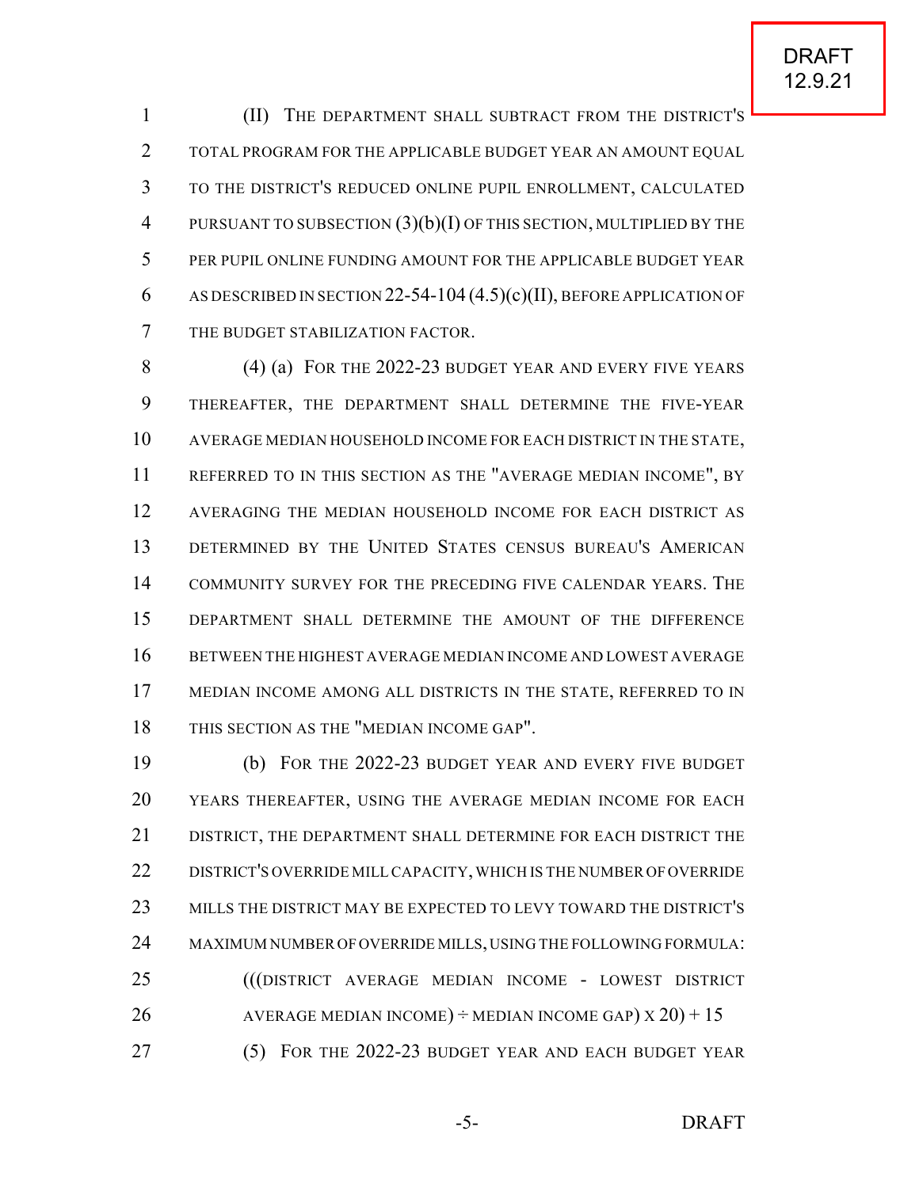(II) THE DEPARTMENT SHALL SUBTRACT FROM THE DISTRICT'S TOTAL PROGRAM FOR THE APPLICABLE BUDGET YEAR AN AMOUNT EQUAL TO THE DISTRICT'S REDUCED ONLINE PUPIL ENROLLMENT, CALCULATED PURSUANT TO SUBSECTION (3)(b)(I) OF THIS SECTION, MULTIPLIED BY THE PER PUPIL ONLINE FUNDING AMOUNT FOR THE APPLICABLE BUDGET YEAR AS DESCRIBED IN SECTION 22-54-104 (4.5)(c)(II), BEFORE APPLICATION OF THE BUDGET STABILIZATION FACTOR.

(4) (a) FOR THE 2022-23 BUDGET YEAR AND EVERY FIVE YEARS THEREAFTER, THE DEPARTMENT SHALL DETERMINE THE FIVE-YEAR AVERAGE MEDIAN HOUSEHOLD INCOME FOR EACH DISTRICT IN THE STATE, REFERRED TO IN THIS SECTION AS THE "AVERAGE MEDIAN INCOME", BY AVERAGING THE MEDIAN HOUSEHOLD INCOME FOR EACH DISTRICT AS DETERMINED BY THE UNITED STATES CENSUS BUREAU'S AMERICAN COMMUNITY SURVEY FOR THE PRECEDING FIVE CALENDAR YEARS. THE DEPARTMENT SHALL DETERMINE THE AMOUNT OF THE DIFFERENCE BETWEEN THE HIGHEST AVERAGE MEDIAN INCOME AND LOWEST AVERAGE MEDIAN INCOME AMONG ALL DISTRICTS IN THE STATE, REFERRED TO IN THIS SECTION AS THE "MEDIAN INCOME GAP".

(b) FOR THE 2022-23 BUDGET YEAR AND EVERY FIVE BUDGET YEARS THEREAFTER, USING THE AVERAGE MEDIAN INCOME FOR EACH DISTRICT, THE DEPARTMENT SHALL DETERMINE FOR EACH DISTRICT THE DISTRICT'S OVERRIDE MILL CAPACITY, WHICH IS THE NUMBER OF OVERRIDE MILLS THE DISTRICT MAY BE EXPECTED TO LEVY TOWARD THE DISTRICT'S MAXIMUM NUMBER OF OVERRIDE MILLS, USING THE FOLLOWING FORMULA:

(((DISTRICT AVERAGE MEDIAN INCOME - LOWEST DISTRICT AVERAGE MEDIAN INCOME) ÷ MEDIAN INCOME GAP) X 20) + 15

(5) FOR THE 2022-23 BUDGET YEAR AND EACH BUDGET YEAR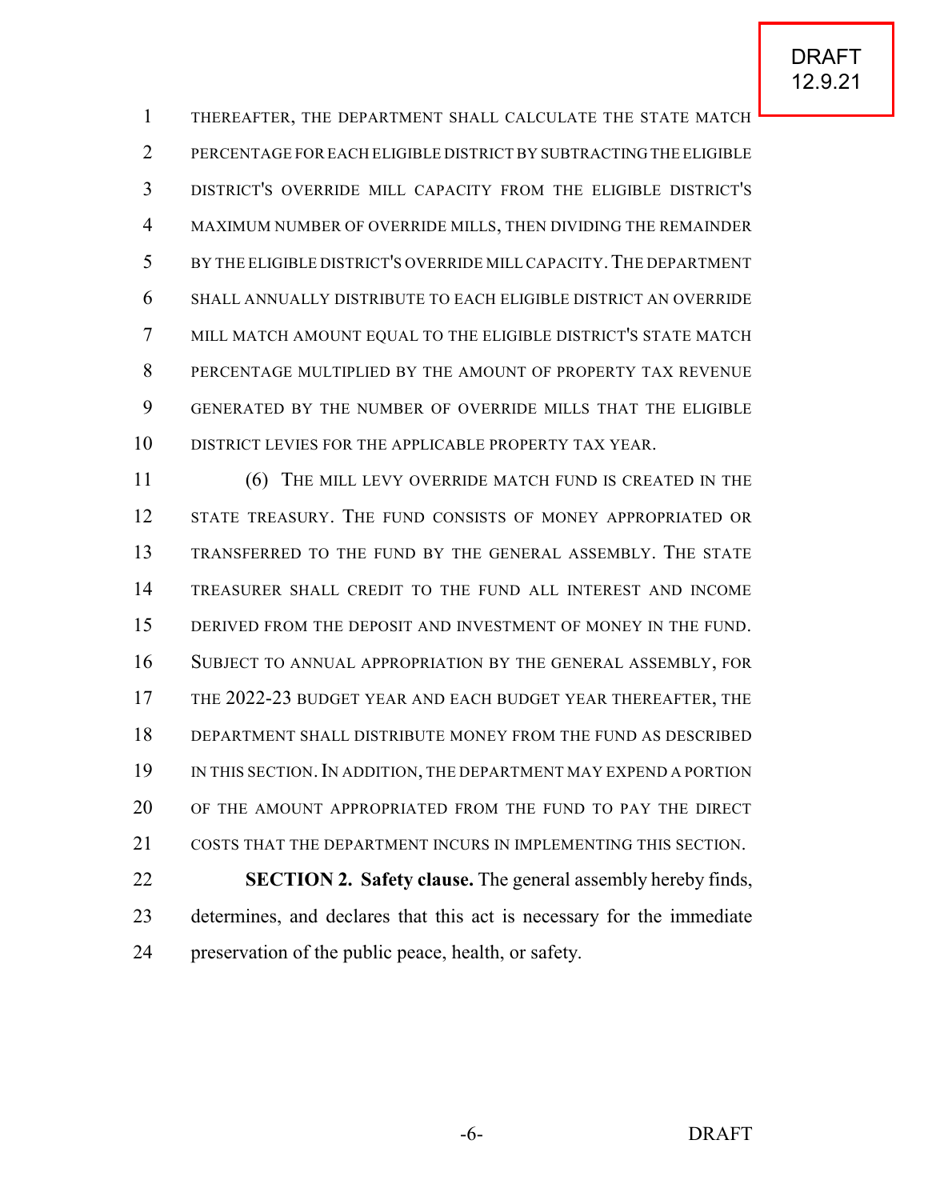THEREAFTER, THE DEPARTMENT SHALL CALCULATE THE STATE MATCH PERCENTAGE FOR EACH ELIGIBLE DISTRICT BY SUBTRACTING THE ELIGIBLE DISTRICT'S OVERRIDE MILL CAPACITY FROM THE ELIGIBLE DISTRICT'S MAXIMUM NUMBER OF OVERRIDE MILLS, THEN DIVIDING THE REMAINDER BY THE ELIGIBLE DISTRICT'S OVERRIDE MILL CAPACITY. THE DEPARTMENT SHALL ANNUALLY DISTRIBUTE TO EACH ELIGIBLE DISTRICT AN OVERRIDE MILL MATCH AMOUNT EQUAL TO THE ELIGIBLE DISTRICT'S STATE MATCH PERCENTAGE MULTIPLIED BY THE AMOUNT OF PROPERTY TAX REVENUE GENERATED BY THE NUMBER OF OVERRIDE MILLS THAT THE ELIGIBLE DISTRICT LEVIES FOR THE APPLICABLE PROPERTY TAX YEAR.

(6) THE MILL LEVY OVERRIDE MATCH FUND IS CREATED IN THE STATE TREASURY. THE FUND CONSISTS OF MONEY APPROPRIATED OR TRANSFERRED TO THE FUND BY THE GENERAL ASSEMBLY. THE STATE TREASURER SHALL CREDIT TO THE FUND ALL INTEREST AND INCOME DERIVED FROM THE DEPOSIT AND INVESTMENT OF MONEY IN THE FUND. SUBJECT TO ANNUAL APPROPRIATION BY THE GENERAL ASSEMBLY, FOR THE 2022-23 BUDGET YEAR AND EACH BUDGET YEAR THEREAFTER, THE DEPARTMENT SHALL DISTRIBUTE MONEY FROM THE FUND AS DESCRIBED IN THIS SECTION. IN ADDITION, THE DEPARTMENT MAY EXPEND A PORTION OF THE AMOUNT APPROPRIATED FROM THE FUND TO PAY THE DIRECT COSTS THAT THE DEPARTMENT INCURS IN IMPLEMENTING THIS SECTION.

**SECTION 2. Safety clause.** The general assembly hereby finds, determines, and declares that this act is necessary for the immediate preservation of the public peace, health, or safety.